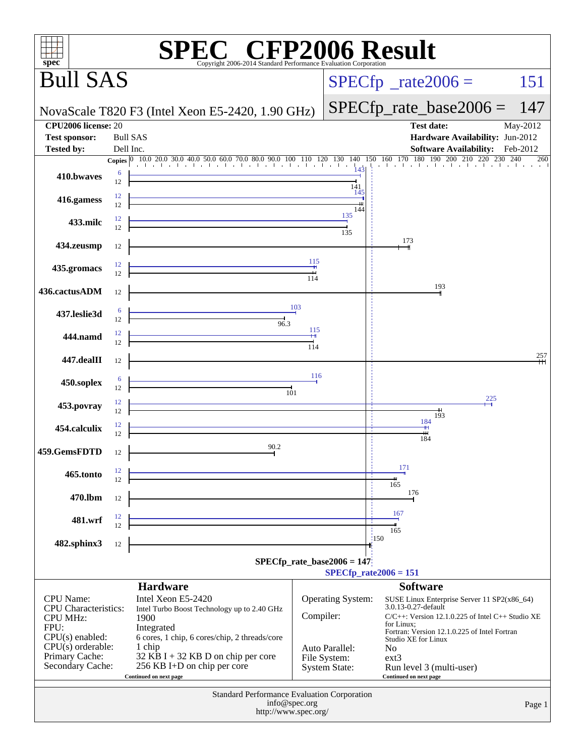# SPEC CFP2006 Result

Copyright 2006-2014 Standard Performance Evaluation Corporation

## Bull SAS

NovaScale T820 F3 (Intel Xeon E5-2420, 1.90 GHz)

SPECfp_rate2006 = 151

SPECfp_rate_base2006 = 147

| | | | |
|---|---|---|---|
| **CPU2006 license:** 20 | | **Test date:** | May-2012 |
| **Test sponsor:** | Bull SAS | **Hardware Availability:** | Jun-2012 |
| **Tested by:** | Dell Inc. | **Software Availability:** | Feb-2012 |

| Benchmark | Copies (peak) | Peak | Copies (base) | Base |
|---|---|---|---|---|
| 410.bwaves | 6 | 143 | 12 | 141 |
| 416.gamess | 12 | 145 | 12 | 144 |
| 433.milc | 12 | 135 | 12 | 135 |
| 434.zeusmp | | | 12 | 173 |
| 435.gromacs | 12 | 115 | 12 | 114 |
| 436.cactusADM | | | 12 | 193 |
| 437.leslie3d | 6 | 103 | 12 | 96.3 |
| 444.namd | 12 | 115 | 12 | 114 |
| 447.dealII | | | 12 | 257 |
| 450.soplex | 6 | 116 | 12 | 101 |
| 453.povray | 12 | 225 | 12 | 193 |
| 454.calculix | 12 | 184 | 12 | 184 |
| 459.GemsFDTD | | | 12 | 90.2 |
| 465.tonto | 12 | 171 | 12 | 165 |
| 470.lbm | | | 12 | 176 |
| 481.wrf | 12 | 167 | 12 | 165 |
| 482.sphinx3 | | | 12 | 150 |

SPECfp_rate_base2006 = 147

SPECfp_rate2006 = 151

### Hardware

| | |
|---|---|
| CPU Name: | Intel Xeon E5-2420 |
| CPU Characteristics: | Intel Turbo Boost Technology up to 2.40 GHz |
| CPU MHz: | 1900 |
| FPU: | Integrated |
| CPU(s) enabled: | 6 cores, 1 chip, 6 cores/chip, 2 threads/core |
| CPU(s) orderable: | 1 chip |
| Primary Cache: | 32 KB I + 32 KB D on chip per core |
| Secondary Cache: | 256 KB I+D on chip per core |

Continued on next page

### Software

| | |
|---|---|
| Operating System: | SUSE Linux Enterprise Server 11 SP2(x86_64) 3.0.13-0.27-default |
| Compiler: | C/C++: Version 12.1.0.225 of Intel C++ Studio XE for Linux; Fortran: Version 12.1.0.225 of Intel Fortran Studio XE for Linux |
| Auto Parallel: | No |
| File System: | ext3 |
| System State: | Run level 3 (multi-user) |

Continued on next page

Standard Performance Evaluation Corporation
info@spec.org
http://www.spec.org/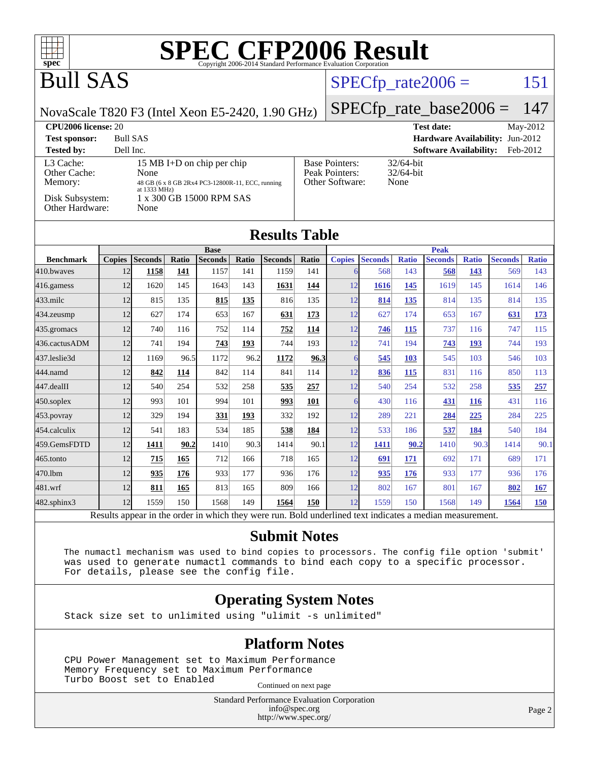# SPEC CFP2006 Result

Copyright 2006-2014 Standard Performance Evaluation Corporation

# Bull SAS

NovaScale T820 F3 (Intel Xeon E5-2420, 1.90 GHz)

SPECfp_rate2006 = 151

SPECfp_rate_base2006 = 147

| | | | |
|---|---|---|---|
| **CPU2006 license:** | 20 | **Test date:** | May-2012 |
| **Test sponsor:** | Bull SAS | **Hardware Availability:** | Jun-2012 |
| **Tested by:** | Dell Inc. | **Software Availability:** | Feb-2012 |

| | |
|---|---|
| L3 Cache: | 15 MB I+D on chip per chip |
| Other Cache: | None |
| Memory: | 48 GB (6 x 8 GB 2Rx4 PC3-12800R-11, ECC, running at 1333 MHz) |
| Disk Subsystem: | 1 x 300 GB 15000 RPM SAS |
| Other Hardware: | None |

| | |
|---|---|
| Base Pointers: | 32/64-bit |
| Peak Pointers: | 32/64-bit |
| Other Software: | None |

## Results Table

| | Base | | | | | | | Peak | | | | | | |
|---|---|---|---|---|---|---|---|---|---|---|---|---|---|---|
| **Benchmark** | **Copies** | **Seconds** | **Ratio** | **Seconds** | **Ratio** | **Seconds** | **Ratio** | **Copies** | **Seconds** | **Ratio** | **Seconds** | **Ratio** | **Seconds** | **Ratio** |
| 410.bwaves | 12 | **1158** | **141** | 1157 | 141 | 1159 | 141 | 6 | 568 | 143 | **568** | **143** | 569 | 143 |
| 416.gamess | 12 | 1620 | 145 | 1643 | 143 | **1631** | **144** | 12 | **1616** | **145** | 1619 | 145 | 1614 | 146 |
| 433.milc | 12 | 815 | 135 | **815** | **135** | 816 | 135 | 12 | **814** | **135** | 814 | 135 | 814 | 135 |
| 434.zeusmp | 12 | 627 | 174 | 653 | 167 | **631** | **173** | 12 | 627 | 174 | 653 | 167 | **631** | **173** |
| 435.gromacs | 12 | 740 | 116 | 752 | 114 | **752** | **114** | 12 | **746** | **115** | 737 | 116 | 747 | 115 |
| 436.cactusADM | 12 | 741 | 194 | **743** | **193** | 744 | 193 | 12 | 741 | 194 | **743** | **193** | 744 | 193 |
| 437.leslie3d | 12 | 1169 | 96.5 | 1172 | 96.2 | **1172** | **96.3** | 6 | **545** | **103** | 545 | 103 | 546 | 103 |
| 444.namd | 12 | **842** | **114** | 842 | 114 | 841 | 114 | 12 | **836** | **115** | 831 | 116 | 850 | 113 |
| 447.dealII | 12 | 540 | 254 | 532 | 258 | **535** | **257** | 12 | 540 | 254 | 532 | 258 | **535** | **257** |
| 450.soplex | 12 | 993 | 101 | 994 | 101 | **993** | **101** | 6 | 430 | 116 | **431** | **116** | 431 | 116 |
| 453.povray | 12 | 329 | 194 | **331** | **193** | 332 | 192 | 12 | 289 | 221 | **284** | **225** | 284 | 225 |
| 454.calculix | 12 | 541 | 183 | 534 | 185 | **538** | **184** | 12 | 533 | 186 | **537** | **184** | 540 | 184 |
| 459.GemsFDTD | 12 | **1411** | **90.2** | 1410 | 90.3 | 1414 | 90.1 | 12 | **1411** | **90.2** | 1410 | 90.3 | 1414 | 90.1 |
| 465.tonto | 12 | **715** | **165** | 712 | 166 | 718 | 165 | 12 | **691** | **171** | 692 | 171 | 689 | 171 |
| 470.lbm | 12 | **935** | **176** | 933 | 177 | 936 | 176 | 12 | **935** | **176** | 933 | 177 | 936 | 176 |
| 481.wrf | 12 | **811** | **165** | 813 | 165 | 809 | 166 | 12 | 802 | 167 | 801 | 167 | **802** | **167** |
| 482.sphinx3 | 12 | 1559 | 150 | 1568 | 149 | **1564** | **150** | 12 | 1559 | 150 | 1568 | 149 | **1564** | **150** |

Results appear in the order in which they were run. Bold underlined text indicates a median measurement.

## Submit Notes

```
The numactl mechanism was used to bind copies to processors. The config file option 'submit'
was used to generate numactl commands to bind each copy to a specific processor.
For details, please see the config file.
```

## Operating System Notes

```
Stack size set to unlimited using "ulimit -s unlimited"
```

## Platform Notes

```
CPU Power Management set to Maximum Performance
Memory Frequency set to Maximum Performance
Turbo Boost set to Enabled
```

Continued on next page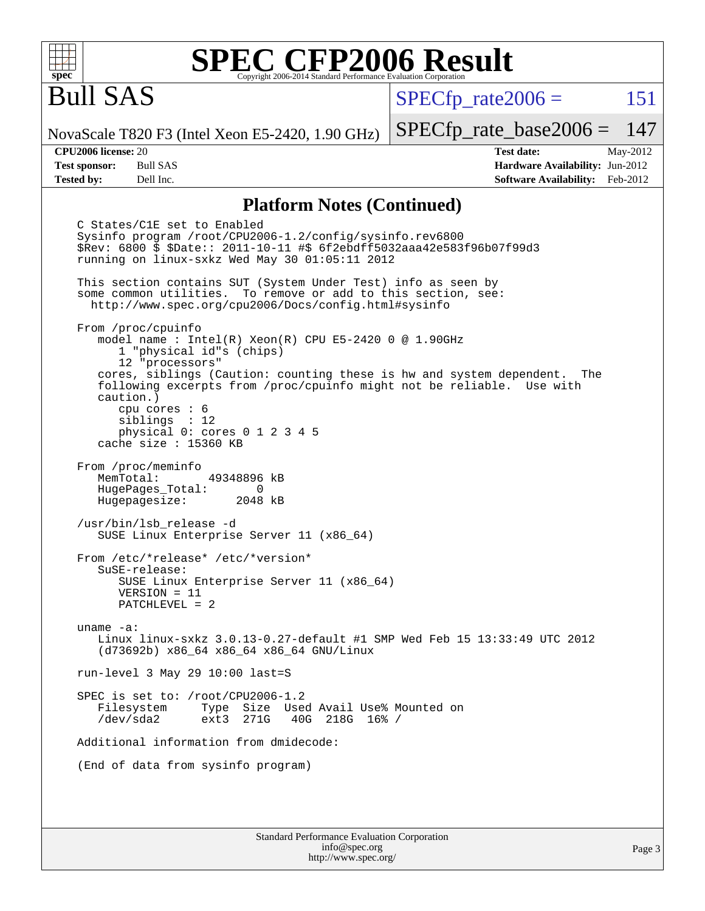# SPEC CFP2006 Result

Copyright 2006-2014 Standard Performance Evaluation Corporation

## Bull SAS

NovaScale T820 F3 (Intel Xeon E5-2420, 1.90 GHz)

SPECfp_rate2006 = 151

SPECfp_rate_base2006 = 147

| | | | |
|---|---|---|---|
| **CPU2006 license:** | 20 | **Test date:** | May-2012 |
| **Test sponsor:** | Bull SAS | **Hardware Availability:** | Jun-2012 |
| **Tested by:** | Dell Inc. | **Software Availability:** | Feb-2012 |

## Platform Notes (Continued)

```
C States/C1E set to Enabled
Sysinfo program /root/CPU2006-1.2/config/sysinfo.rev6800
$Rev: 6800 $ $Date:: 2011-10-11 #$ 6f2ebdff5032aaa42e583f96b07f99d3
running on linux-sxkz Wed May 30 01:05:11 2012

This section contains SUT (System Under Test) info as seen by
some common utilities.  To remove or add to this section, see:
  http://www.spec.org/cpu2006/Docs/config.html#sysinfo

From /proc/cpuinfo
   model name : Intel(R) Xeon(R) CPU E5-2420 0 @ 1.90GHz
      1 "physical id"s (chips)
      12 "processors"
   cores, siblings (Caution: counting these is hw and system dependent.  The
   following excerpts from /proc/cpuinfo might not be reliable.  Use with
   caution.)
      cpu cores : 6
      siblings  : 12
      physical 0: cores 0 1 2 3 4 5
   cache size : 15360 KB

From /proc/meminfo
   MemTotal:       49348896 kB
   HugePages_Total:       0
   Hugepagesize:       2048 kB

/usr/bin/lsb_release -d
   SUSE Linux Enterprise Server 11 (x86_64)

From /etc/*release* /etc/*version*
   SuSE-release:
      SUSE Linux Enterprise Server 11 (x86_64)
      VERSION = 11
      PATCHLEVEL = 2

uname -a:
   Linux linux-sxkz 3.0.13-0.27-default #1 SMP Wed Feb 15 13:33:49 UTC 2012
   (d73692b) x86_64 x86_64 x86_64 GNU/Linux

run-level 3 May 29 10:00 last=S

SPEC is set to: /root/CPU2006-1.2
   Filesystem     Type  Size  Used Avail Use% Mounted on
   /dev/sda2      ext3  271G   40G  218G  16% /

Additional information from dmidecode:

(End of data from sysinfo program)
```

Standard Performance Evaluation Corporation
info@spec.org
http://www.spec.org/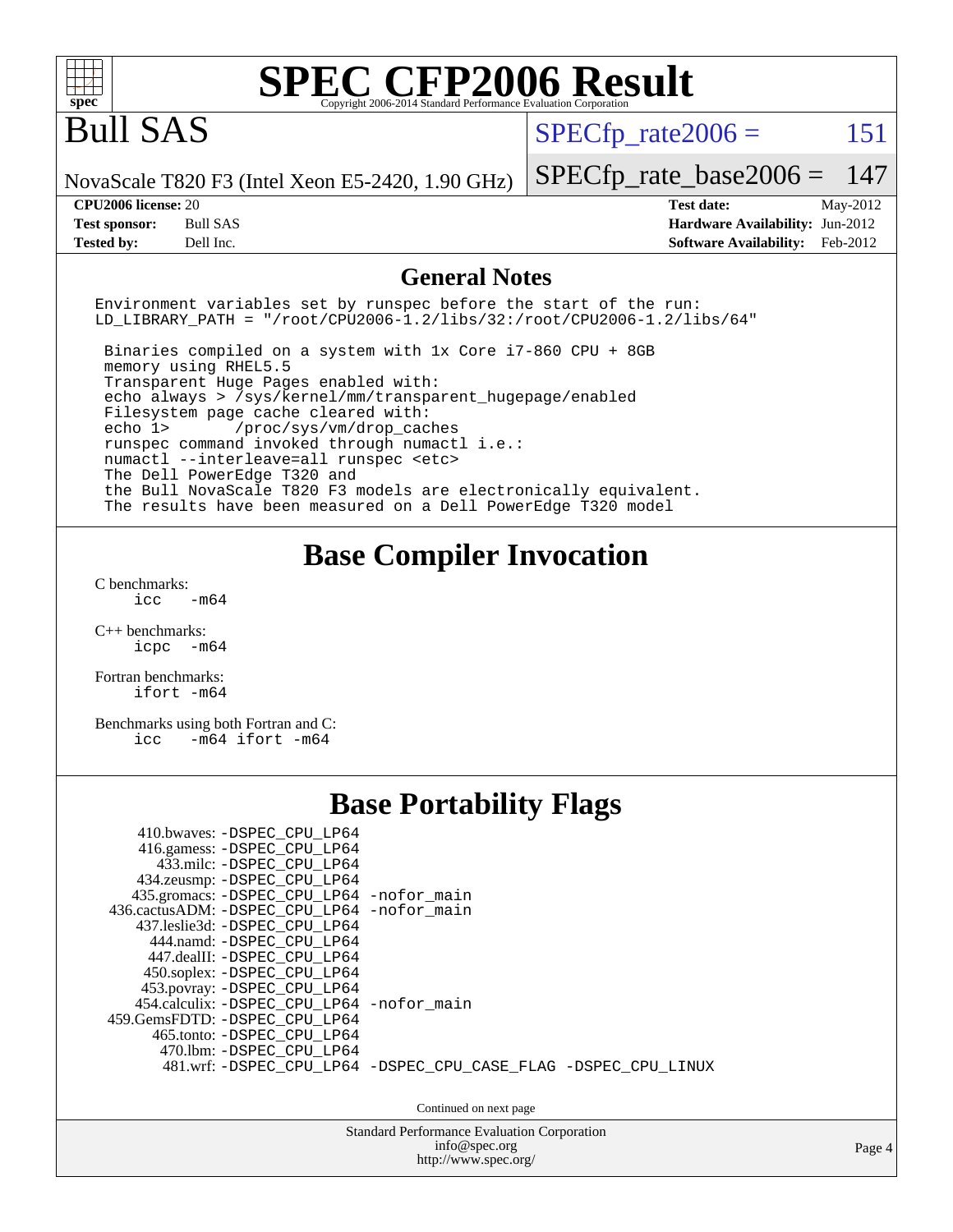# SPEC CFP2006 Result

Copyright 2006-2014 Standard Performance Evaluation Corporation

# Bull SAS

NovaScale T820 F3 (Intel Xeon E5-2420, 1.90 GHz)

SPECfp_rate2006 = 151

SPECfp_rate_base2006 = 147

| | | | |
|---|---|---|---|
| **CPU2006 license:** | 20 | **Test date:** | May-2012 |
| **Test sponsor:** | Bull SAS | **Hardware Availability:** | Jun-2012 |
| **Tested by:** | Dell Inc. | **Software Availability:** | Feb-2012 |

## General Notes

```
Environment variables set by runspec before the start of the run:
LD_LIBRARY_PATH = "/root/CPU2006-1.2/libs/32:/root/CPU2006-1.2/libs/64"

 Binaries compiled on a system with 1x Core i7-860 CPU + 8GB
 memory using RHEL5.5
 Transparent Huge Pages enabled with:
 echo always > /sys/kernel/mm/transparent_hugepage/enabled
 Filesystem page cache cleared with:
 echo 1>       /proc/sys/vm/drop_caches
 runspec command invoked through numactl i.e.:
 numactl --interleave=all runspec <etc>
 The Dell PowerEdge T320 and
 the Bull NovaScale T820 F3 models are electronically equivalent.
 The results have been measured on a Dell PowerEdge T320 model
```

## Base Compiler Invocation

C benchmarks:
```
icc   -m64
```

C++ benchmarks:
```
icpc  -m64
```

Fortran benchmarks:
```
ifort -m64
```

Benchmarks using both Fortran and C:
```
icc   -m64 ifort -m64
```

## Base Portability Flags

```
   410.bwaves: -DSPEC_CPU_LP64
   416.gamess: -DSPEC_CPU_LP64
     433.milc: -DSPEC_CPU_LP64
   434.zeusmp: -DSPEC_CPU_LP64
  435.gromacs: -DSPEC_CPU_LP64 -nofor_main
 436.cactusADM: -DSPEC_CPU_LP64 -nofor_main
  437.leslie3d: -DSPEC_CPU_LP64
     444.namd: -DSPEC_CPU_LP64
   447.dealII: -DSPEC_CPU_LP64
   450.soplex: -DSPEC_CPU_LP64
   453.povray: -DSPEC_CPU_LP64
  454.calculix: -DSPEC_CPU_LP64 -nofor_main
 459.GemsFDTD: -DSPEC_CPU_LP64
    465.tonto: -DSPEC_CPU_LP64
      470.lbm: -DSPEC_CPU_LP64
      481.wrf: -DSPEC_CPU_LP64 -DSPEC_CPU_CASE_FLAG -DSPEC_CPU_LINUX
```

Continued on next page

Standard Performance Evaluation Corporation
info@spec.org
http://www.spec.org/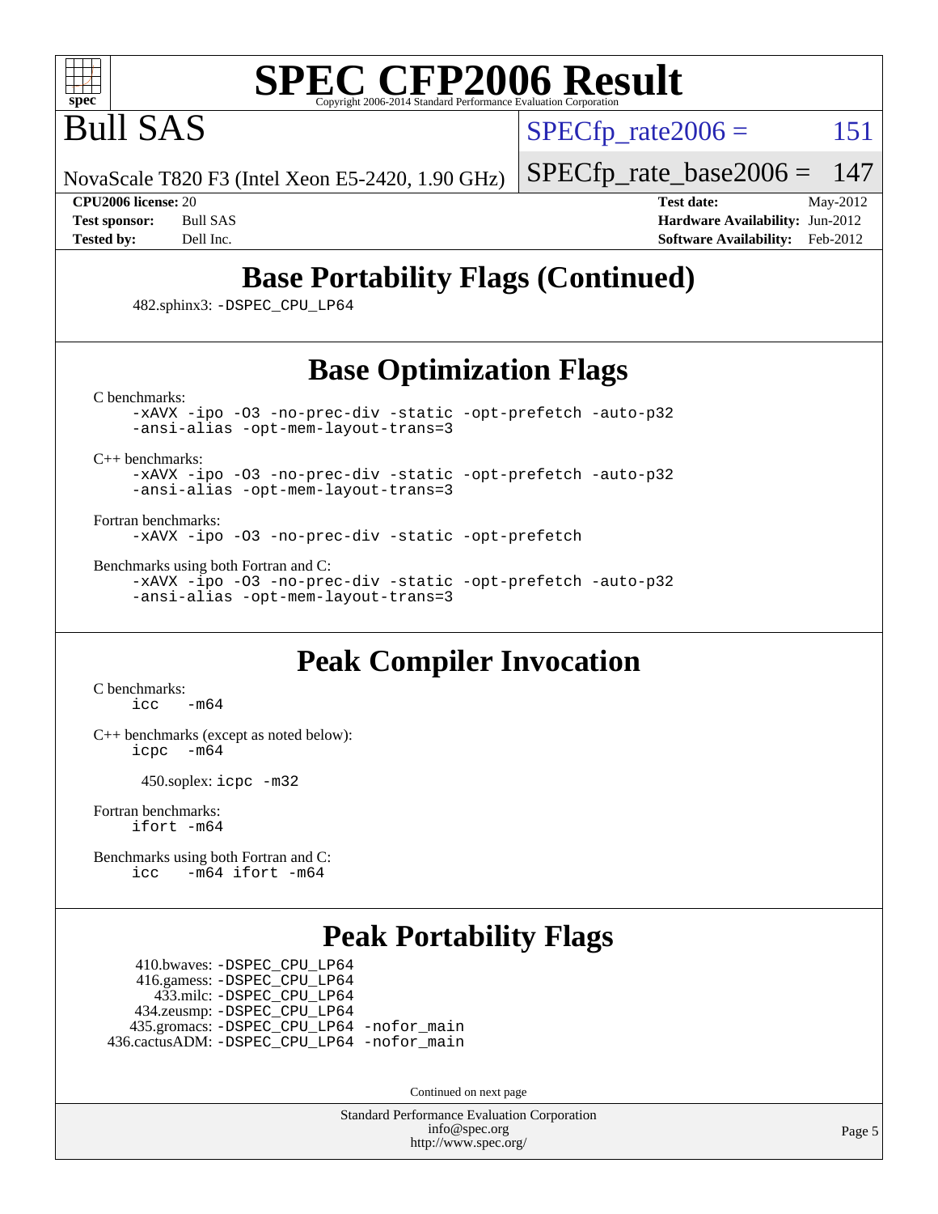# SPEC CFP2006 Result

Copyright 2006-2014 Standard Performance Evaluation Corporation

# Bull SAS

NovaScale T820 F3 (Intel Xeon E5-2420, 1.90 GHz)

SPECfp_rate2006 = 151

SPECfp_rate_base2006 = 147

| | | | |
|---|---|---|---|
| **CPU2006 license:** | 20 | **Test date:** | May-2012 |
| **Test sponsor:** | Bull SAS | **Hardware Availability:** | Jun-2012 |
| **Tested by:** | Dell Inc. | **Software Availability:** | Feb-2012 |

## Base Portability Flags (Continued)

482.sphinx3: -DSPEC_CPU_LP64

## Base Optimization Flags

C benchmarks:

```
-xAVX -ipo -O3 -no-prec-div -static -opt-prefetch -auto-p32
-ansi-alias -opt-mem-layout-trans=3
```

C++ benchmarks:

```
-xAVX -ipo -O3 -no-prec-div -static -opt-prefetch -auto-p32
-ansi-alias -opt-mem-layout-trans=3
```

Fortran benchmarks:

```
-xAVX -ipo -O3 -no-prec-div -static -opt-prefetch
```

Benchmarks using both Fortran and C:

```
-xAVX -ipo -O3 -no-prec-div -static -opt-prefetch -auto-p32
-ansi-alias -opt-mem-layout-trans=3
```

## Peak Compiler Invocation

C benchmarks:

```
icc   -m64
```

C++ benchmarks (except as noted below):

```
icpc  -m64
```

450.soplex: icpc -m32

Fortran benchmarks:

```
ifort -m64
```

Benchmarks using both Fortran and C:

```
icc   -m64 ifort -m64
```

## Peak Portability Flags

410.bwaves: -DSPEC_CPU_LP64
416.gamess: -DSPEC_CPU_LP64
433.milc: -DSPEC_CPU_LP64
434.zeusmp: -DSPEC_CPU_LP64
435.gromacs: -DSPEC_CPU_LP64 -nofor_main
436.cactusADM: -DSPEC_CPU_LP64 -nofor_main

Continued on next page

Standard Performance Evaluation Corporation
info@spec.org
http://www.spec.org/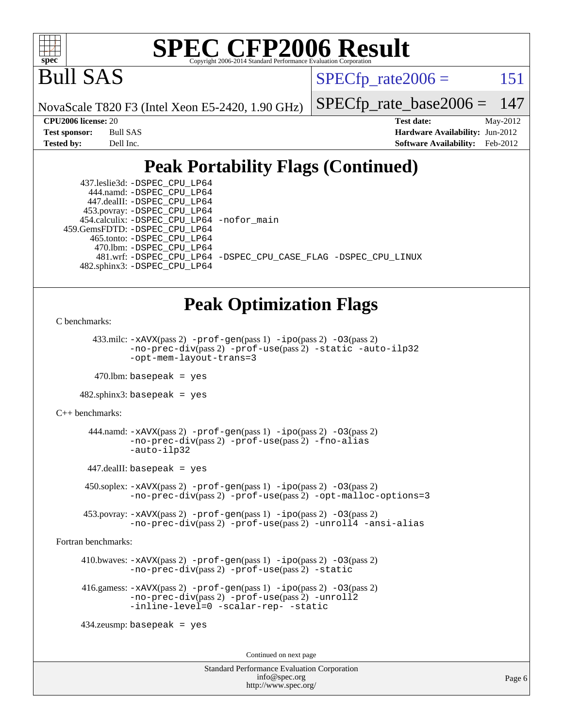# SPEC CFP2006 Result

Copyright 2006-2014 Standard Performance Evaluation Corporation

# Bull SAS

NovaScale T820 F3 (Intel Xeon E5-2420, 1.90 GHz)

SPECfp_rate2006 = 151

SPECfp_rate_base2006 = 147

**CPU2006 license:** 20
**Test sponsor:** Bull SAS
**Tested by:** Dell Inc.

**Test date:** May-2012
**Hardware Availability:** Jun-2012
**Software Availability:** Feb-2012

## Peak Portability Flags (Continued)

437.leslie3d: -DSPEC_CPU_LP64
444.namd: -DSPEC_CPU_LP64
447.dealII: -DSPEC_CPU_LP64
453.povray: -DSPEC_CPU_LP64
454.calculix: -DSPEC_CPU_LP64 -nofor_main
459.GemsFDTD: -DSPEC_CPU_LP64
465.tonto: -DSPEC_CPU_LP64
470.lbm: -DSPEC_CPU_LP64
481.wrf: -DSPEC_CPU_LP64 -DSPEC_CPU_CASE_FLAG -DSPEC_CPU_LINUX
482.sphinx3: -DSPEC_CPU_LP64

## Peak Optimization Flags

C benchmarks:

433.milc: -xAVX(pass 2) -prof-gen(pass 1) -ipo(pass 2) -O3(pass 2) -no-prec-div(pass 2) -prof-use(pass 2) -static -auto-ilp32 -opt-mem-layout-trans=3

470.lbm: basepeak = yes

482.sphinx3: basepeak = yes

C++ benchmarks:

444.namd: -xAVX(pass 2) -prof-gen(pass 1) -ipo(pass 2) -O3(pass 2) -no-prec-div(pass 2) -prof-use(pass 2) -fno-alias -auto-ilp32

447.dealII: basepeak = yes

450.soplex: -xAVX(pass 2) -prof-gen(pass 1) -ipo(pass 2) -O3(pass 2) -no-prec-div(pass 2) -prof-use(pass 2) -opt-malloc-options=3

453.povray: -xAVX(pass 2) -prof-gen(pass 1) -ipo(pass 2) -O3(pass 2) -no-prec-div(pass 2) -prof-use(pass 2) -unroll4 -ansi-alias

Fortran benchmarks:

410.bwaves: -xAVX(pass 2) -prof-gen(pass 1) -ipo(pass 2) -O3(pass 2) -no-prec-div(pass 2) -prof-use(pass 2) -static

416.gamess: -xAVX(pass 2) -prof-gen(pass 1) -ipo(pass 2) -O3(pass 2) -no-prec-div(pass 2) -prof-use(pass 2) -unroll2 -inline-level=0 -scalar-rep- -static

434.zeusmp: basepeak = yes

Continued on next page

Standard Performance Evaluation Corporation
info@spec.org
http://www.spec.org/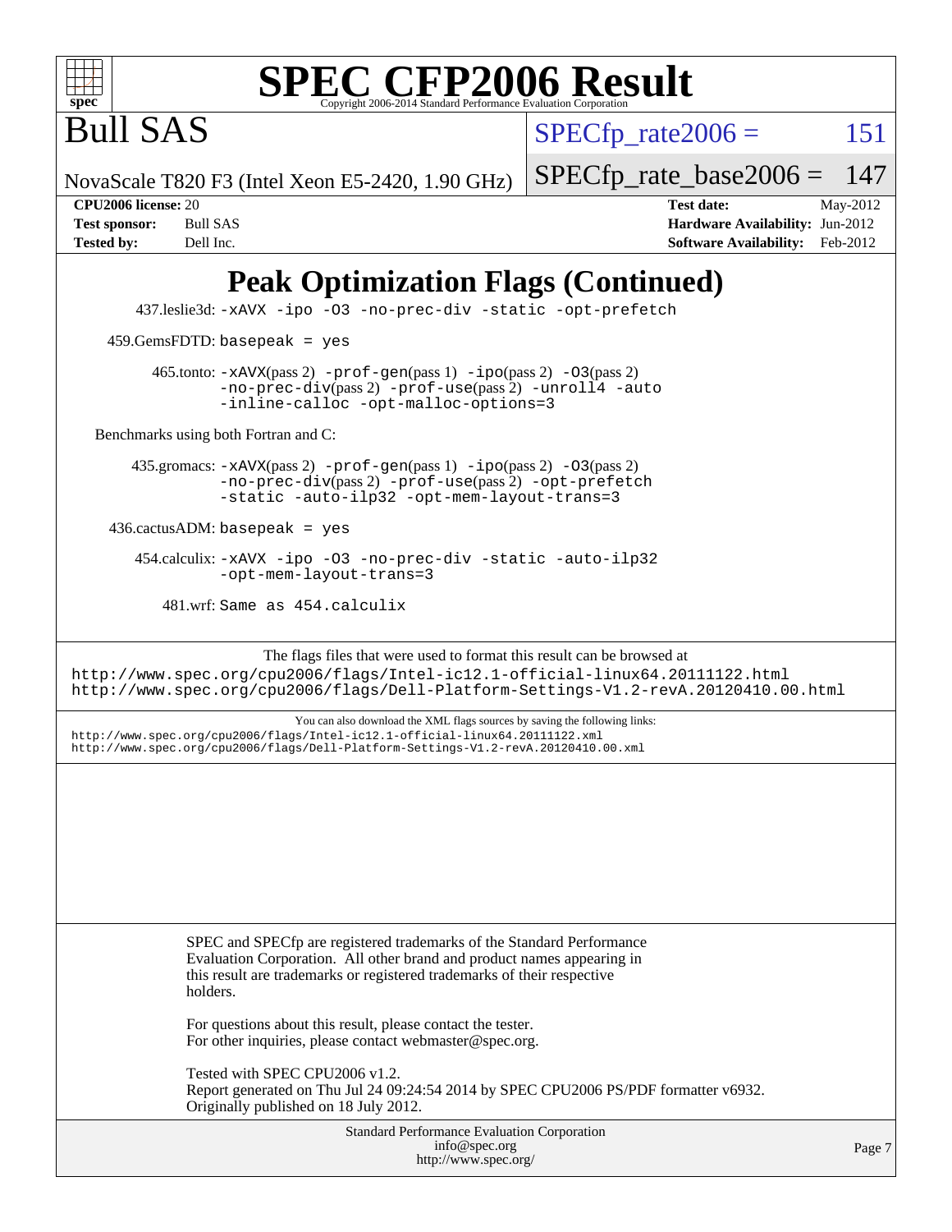# Peak Optimization Flags (Continued)

437.leslie3d: -xAVX -ipo -O3 -no-prec-div -static -opt-prefetch

459.GemsFDTD: basepeak = yes

465.tonto: -xAVX(pass 2) -prof-gen(pass 1) -ipo(pass 2) -O3(pass 2) -no-prec-div(pass 2) -prof-use(pass 2) -unroll4 -auto -inline-calloc -opt-malloc-options=3

Benchmarks using both Fortran and C:

435.gromacs: -xAVX(pass 2) -prof-gen(pass 1) -ipo(pass 2) -O3(pass 2) -no-prec-div(pass 2) -prof-use(pass 2) -opt-prefetch -static -auto-ilp32 -opt-mem-layout-trans=3

436.cactusADM: basepeak = yes

454.calculix: -xAVX -ipo -O3 -no-prec-div -static -auto-ilp32 -opt-mem-layout-trans=3

481.wrf: Same as 454.calculix

The flags files that were used to format this result can be browsed at
http://www.spec.org/cpu2006/flags/Intel-ic12.1-official-linux64.20111122.html
http://www.spec.org/cpu2006/flags/Dell-Platform-Settings-V1.2-revA.20120410.00.html

You can also download the XML flags sources by saving the following links:
http://www.spec.org/cpu2006/flags/Intel-ic12.1-official-linux64.20111122.xml
http://www.spec.org/cpu2006/flags/Dell-Platform-Settings-V1.2-revA.20120410.00.xml

SPEC and SPECfp are registered trademarks of the Standard Performance Evaluation Corporation. All other brand and product names appearing in this result are trademarks or registered trademarks of their respective holders.

For questions about this result, please contact the tester.
For other inquiries, please contact webmaster@spec.org.

Tested with SPEC CPU2006 v1.2.
Report generated on Thu Jul 24 09:24:54 2014 by SPEC CPU2006 PS/PDF formatter v6932.
Originally published on 18 July 2012.